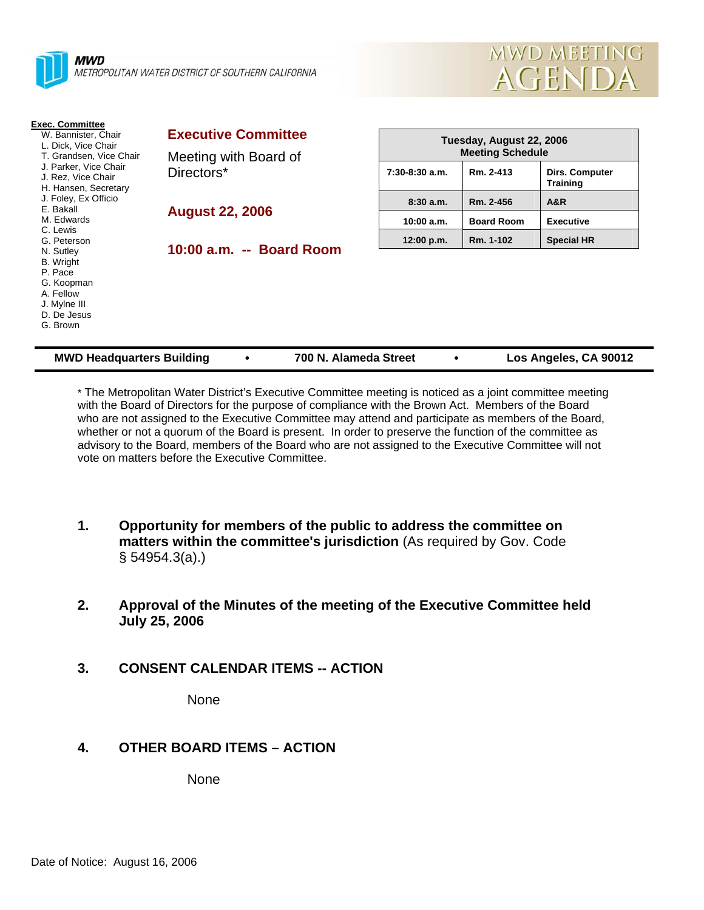**MWD**
METROPOLITAN WATER DISTRICT OF SOUTHERN CALIFORNIA

# MWD MEETING AGENDA

**Exec. Committee**
- W. Bannister, Chair
- L. Dick, Vice Chair
- T. Grandsen, Vice Chair
- J. Parker, Vice Chair
- J. Rez, Vice Chair
- H. Hansen, Secretary
- J. Foley, Ex Officio
- E. Bakall
- M. Edwards
- C. Lewis
- G. Peterson
- N. Sutley
- B. Wright
- P. Pace
- G. Koopman
- A. Fellow
- J. Mylne III
- D. De Jesus
- G. Brown

## Executive Committee

Meeting with Board of Directors*

**August 22, 2006**

**10:00 a.m. -- Board Room**

| Tuesday, August 22, 2006 Meeting Schedule | | |
|---|---|---|
| 7:30-8:30 a.m. | Rm. 2-413 | Dirs. Computer Training |
| 8:30 a.m. | Rm. 2-456 | A&R |
| 10:00 a.m. | Board Room | Executive |
| 12:00 p.m. | Rm. 1-102 | Special HR |

**MWD Headquarters Building • 700 N. Alameda Street • Los Angeles, CA 90012**

* The Metropolitan Water District's Executive Committee meeting is noticed as a joint committee meeting with the Board of Directors for the purpose of compliance with the Brown Act. Members of the Board who are not assigned to the Executive Committee may attend and participate as members of the Board, whether or not a quorum of the Board is present. In order to preserve the function of the committee as advisory to the Board, members of the Board who are not assigned to the Executive Committee will not vote on matters before the Executive Committee.

1. **Opportunity for members of the public to address the committee on matters within the committee's jurisdiction** (As required by Gov. Code § 54954.3(a).)

2. **Approval of the Minutes of the meeting of the Executive Committee held July 25, 2006**

3. **CONSENT CALENDAR ITEMS -- ACTION**

   None

4. **OTHER BOARD ITEMS – ACTION**

   None

Date of Notice: August 16, 2006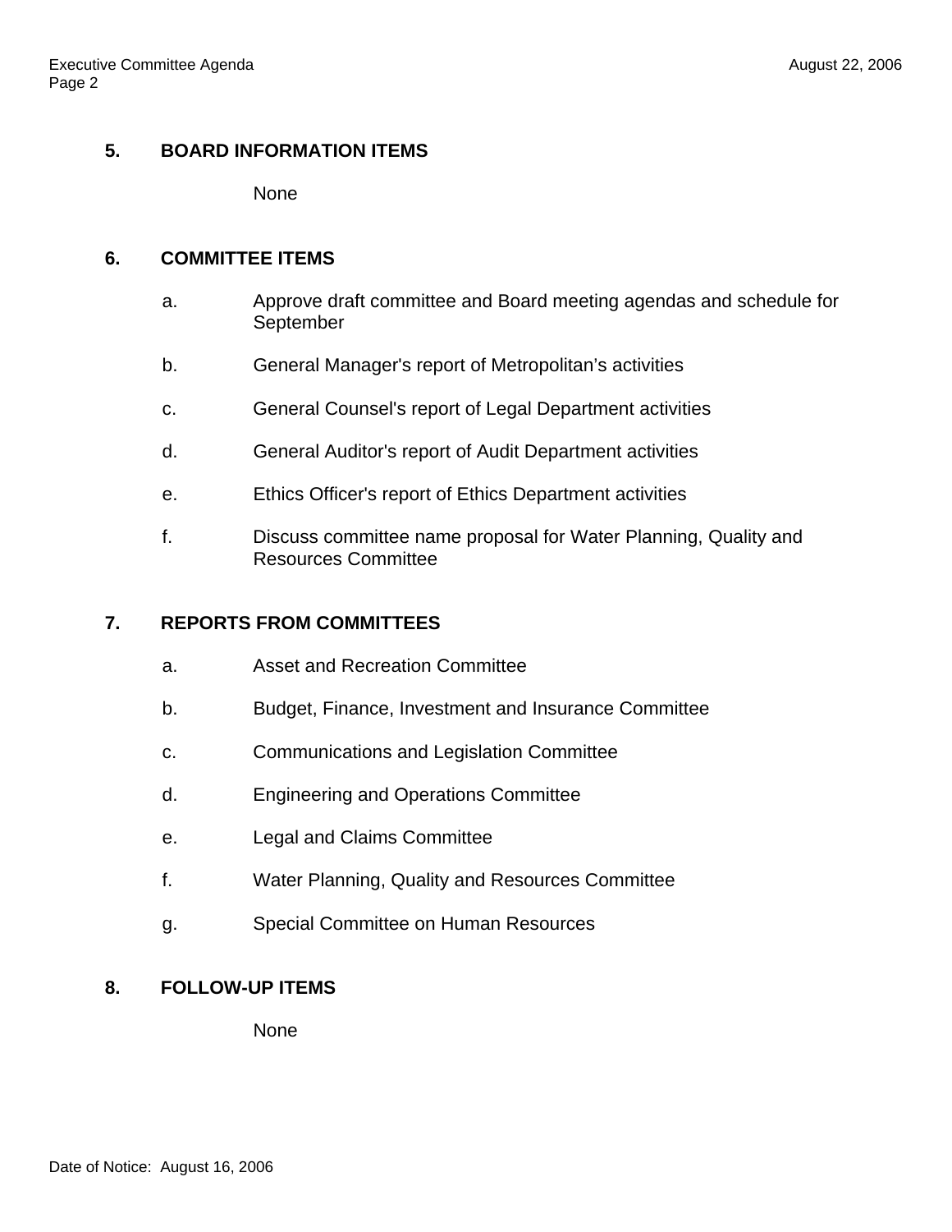## 5. BOARD INFORMATION ITEMS

None

## 6. COMMITTEE ITEMS

a. Approve draft committee and Board meeting agendas and schedule for September

b. General Manager's report of Metropolitan's activities

c. General Counsel's report of Legal Department activities

d. General Auditor's report of Audit Department activities

e. Ethics Officer's report of Ethics Department activities

f. Discuss committee name proposal for Water Planning, Quality and Resources Committee

## 7. REPORTS FROM COMMITTEES

a. Asset and Recreation Committee

b. Budget, Finance, Investment and Insurance Committee

c. Communications and Legislation Committee

d. Engineering and Operations Committee

e. Legal and Claims Committee

f. Water Planning, Quality and Resources Committee

g. Special Committee on Human Resources

## 8. FOLLOW-UP ITEMS

None

Date of Notice: August 16, 2006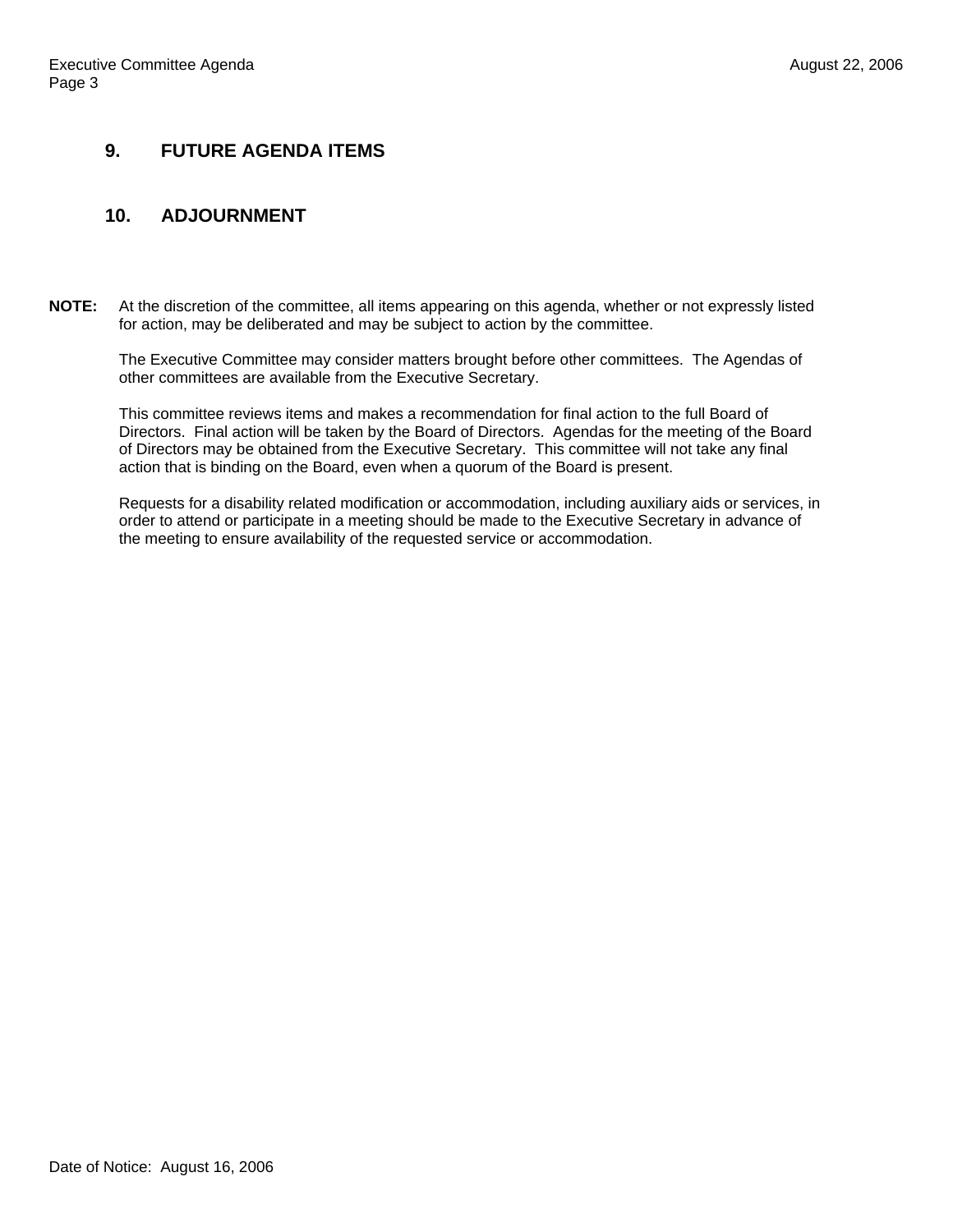## 9. FUTURE AGENDA ITEMS

## 10. ADJOURNMENT

**NOTE:** At the discretion of the committee, all items appearing on this agenda, whether or not expressly listed for action, may be deliberated and may be subject to action by the committee.

The Executive Committee may consider matters brought before other committees. The Agendas of other committees are available from the Executive Secretary.

This committee reviews items and makes a recommendation for final action to the full Board of Directors. Final action will be taken by the Board of Directors. Agendas for the meeting of the Board of Directors may be obtained from the Executive Secretary. This committee will not take any final action that is binding on the Board, even when a quorum of the Board is present.

Requests for a disability related modification or accommodation, including auxiliary aids or services, in order to attend or participate in a meeting should be made to the Executive Secretary in advance of the meeting to ensure availability of the requested service or accommodation.

Date of Notice: August 16, 2006